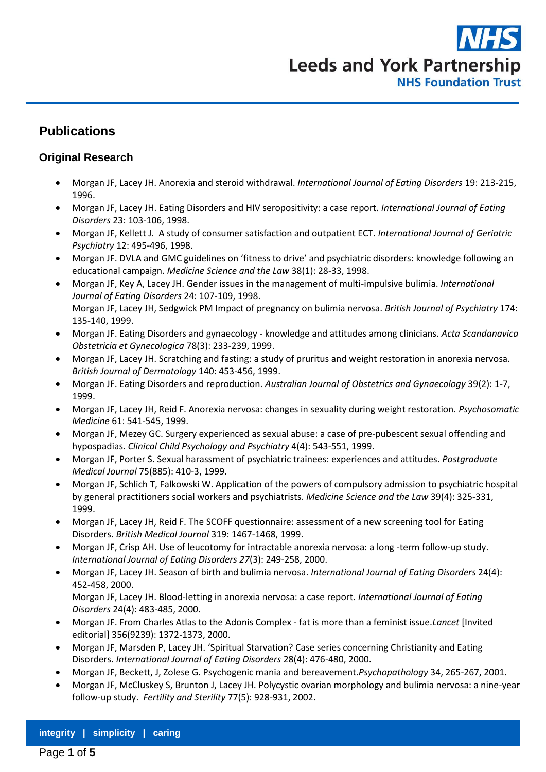## Publications

### Original Research

- Morgan JF, Lacey JH. Anorexia and steroid withdrawal. *International Journal of Eating Disorders* 19: 213-215, 1996.
- Morgan JF, Lacey JH. Eating Disorders and HIV seropositivity: a case report. *International Journal of Eating Disorders* 23: 103-106, 1998.
- Morgan JF, Kellett J. A study of consumer satisfaction and outpatient ECT. *International Journal of Geriatric Psychiatry* 12: 495-496, 1998.
- Morgan JF. DVLA and GMC guidelines on 'fitness to drive' and psychiatric disorders: knowledge following an educational campaign. *Medicine Science and the Law* 38(1): 28-33, 1998.
- Morgan JF, Key A, Lacey JH. Gender issues in the management of multi-impulsive bulimia. *International Journal of Eating Disorders* 24: 107-109, 1998.
  Morgan JF, Lacey JH, Sedgwick PM Impact of pregnancy on bulimia nervosa. *British Journal of Psychiatry* 174: 135-140, 1999.
- Morgan JF. Eating Disorders and gynaecology - knowledge and attitudes among clinicians. *Acta Scandanavica Obstetricia et Gynecologica* 78(3): 233-239, 1999.
- Morgan JF, Lacey JH. Scratching and fasting: a study of pruritus and weight restoration in anorexia nervosa. *British Journal of Dermatology* 140: 453-456, 1999.
- Morgan JF. Eating Disorders and reproduction. *Australian Journal of Obstetrics and Gynaecology* 39(2): 1-7, 1999.
- Morgan JF, Lacey JH, Reid F. Anorexia nervosa: changes in sexuality during weight restoration. *Psychosomatic Medicine* 61: 541-545, 1999.
- Morgan JF, Mezey GC. Surgery experienced as sexual abuse: a case of pre-pubescent sexual offending and hypospadias. *Clinical Child Psychology and Psychiatry* 4(4): 543-551, 1999.
- Morgan JF, Porter S. Sexual harassment of psychiatric trainees: experiences and attitudes. *Postgraduate Medical Journal* 75(885): 410-3, 1999.
- Morgan JF, Schlich T, Falkowski W. Application of the powers of compulsory admission to psychiatric hospital by general practitioners social workers and psychiatrists. *Medicine Science and the Law* 39(4): 325-331, 1999.
- Morgan JF, Lacey JH, Reid F. The SCOFF questionnaire: assessment of a new screening tool for Eating Disorders. *British Medical Journal* 319: 1467-1468, 1999.
- Morgan JF, Crisp AH. Use of leucotomy for intractable anorexia nervosa: a long -term follow-up study. *International Journal of Eating Disorders 27*(3): 249-258, 2000.
- Morgan JF, Lacey JH. Season of birth and bulimia nervosa. *International Journal of Eating Disorders* 24(4): 452-458, 2000.
  Morgan JF, Lacey JH. Blood-letting in anorexia nervosa: a case report. *International Journal of Eating Disorders* 24(4): 483-485, 2000.
- Morgan JF. From Charles Atlas to the Adonis Complex - fat is more than a feminist issue.*Lancet* [Invited editorial] 356(9239): 1372-1373, 2000.
- Morgan JF, Marsden P, Lacey JH. 'Spiritual Starvation? Case series concerning Christianity and Eating Disorders. *International Journal of Eating Disorders* 28(4): 476-480, 2000.
- Morgan JF, Beckett, J, Zolese G. Psychogenic mania and bereavement.*Psychopathology* 34, 265-267, 2001.
- Morgan JF, McCluskey S, Brunton J, Lacey JH. Polycystic ovarian morphology and bulimia nervosa: a nine-year follow-up study. *Fertility and Sterility* 77(5): 928-931, 2002.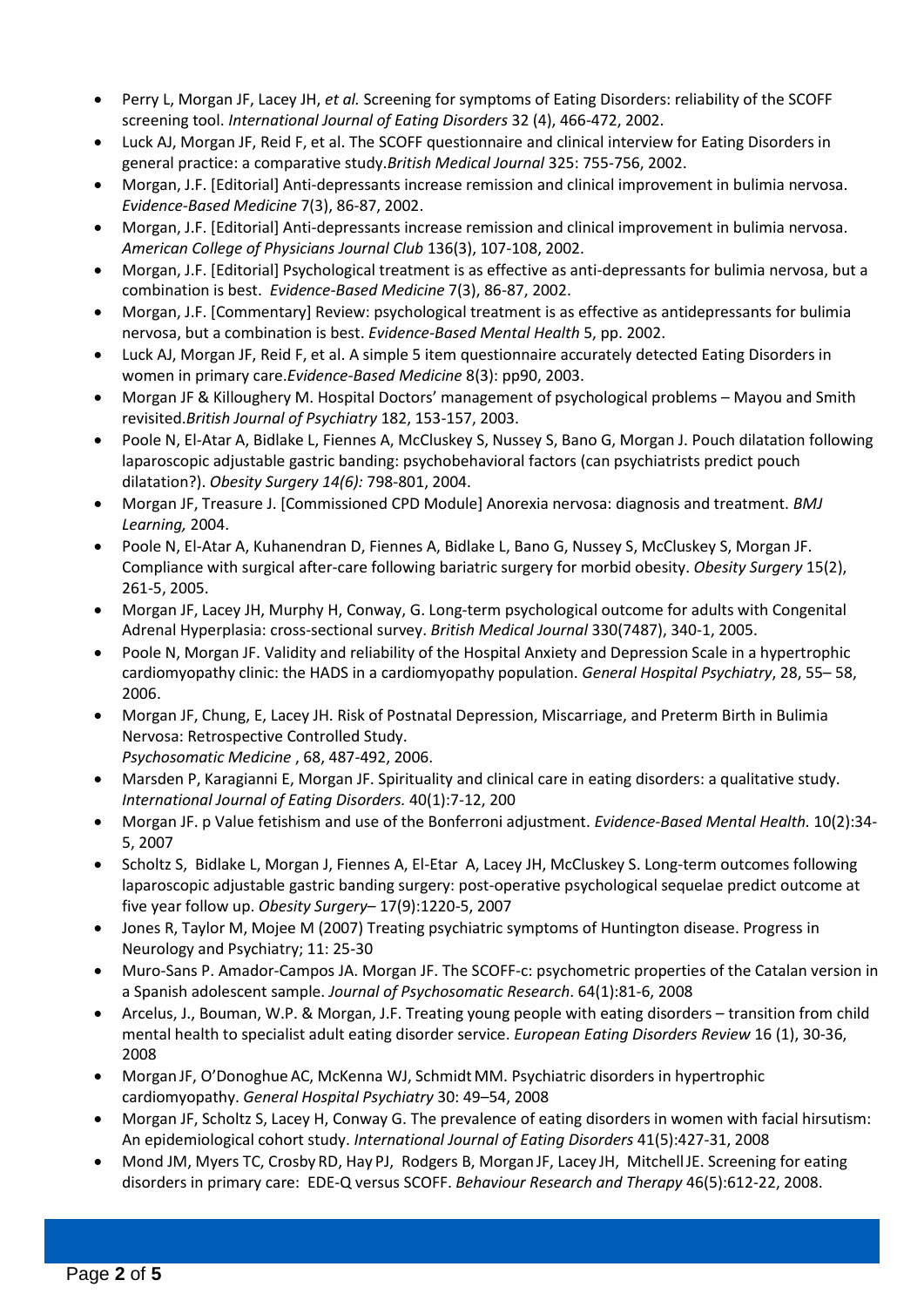- Perry L, Morgan JF, Lacey JH, *et al.* Screening for symptoms of Eating Disorders: reliability of the SCOFF screening tool. *International Journal of Eating Disorders* 32 (4), 466-472, 2002.
- Luck AJ, Morgan JF, Reid F, et al. The SCOFF questionnaire and clinical interview for Eating Disorders in general practice: a comparative study.*British Medical Journal* 325: 755-756, 2002.
- Morgan, J.F. [Editorial] Anti-depressants increase remission and clinical improvement in bulimia nervosa. *Evidence-Based Medicine* 7(3), 86-87, 2002.
- Morgan, J.F. [Editorial] Anti-depressants increase remission and clinical improvement in bulimia nervosa. *American College of Physicians Journal Club* 136(3), 107-108, 2002.
- Morgan, J.F. [Editorial] Psychological treatment is as effective as anti-depressants for bulimia nervosa, but a combination is best. *Evidence-Based Medicine* 7(3), 86-87, 2002.
- Morgan, J.F. [Commentary] Review: psychological treatment is as effective as antidepressants for bulimia nervosa, but a combination is best. *Evidence-Based Mental Health* 5, pp. 2002.
- Luck AJ, Morgan JF, Reid F, et al. A simple 5 item questionnaire accurately detected Eating Disorders in women in primary care.*Evidence-Based Medicine* 8(3): pp90, 2003.
- Morgan JF & Killoughery M. Hospital Doctors' management of psychological problems – Mayou and Smith revisited.*British Journal of Psychiatry* 182, 153-157, 2003.
- Poole N, El-Atar A, Bidlake L, Fiennes A, McCluskey S, Nussey S, Bano G, Morgan J. Pouch dilatation following laparoscopic adjustable gastric banding: psychobehavioral factors (can psychiatrists predict pouch dilatation?). *Obesity Surgery 14(6):* 798-801, 2004.
- Morgan JF, Treasure J. [Commissioned CPD Module] Anorexia nervosa: diagnosis and treatment. *BMJ Learning,* 2004.
- Poole N, El-Atar A, Kuhanendran D, Fiennes A, Bidlake L, Bano G, Nussey S, McCluskey S, Morgan JF. Compliance with surgical after-care following bariatric surgery for morbid obesity. *Obesity Surgery* 15(2), 261-5, 2005.
- Morgan JF, Lacey JH, Murphy H, Conway, G. Long-term psychological outcome for adults with Congenital Adrenal Hyperplasia: cross-sectional survey. *British Medical Journal* 330(7487), 340-1, 2005.
- Poole N, Morgan JF. Validity and reliability of the Hospital Anxiety and Depression Scale in a hypertrophic cardiomyopathy clinic: the HADS in a cardiomyopathy population. *General Hospital Psychiatry*, 28, 55– 58, 2006.
- Morgan JF, Chung, E, Lacey JH. Risk of Postnatal Depression, Miscarriage, and Preterm Birth in Bulimia Nervosa: Retrospective Controlled Study. *Psychosomatic Medicine* , 68, 487-492, 2006.
- Marsden P, Karagianni E, Morgan JF. Spirituality and clinical care in eating disorders: a qualitative study. *International Journal of Eating Disorders.* 40(1):7-12, 200
- Morgan JF. p Value fetishism and use of the Bonferroni adjustment. *Evidence-Based Mental Health.* 10(2):34-5, 2007
- Scholtz S, Bidlake L, Morgan J, Fiennes A, El-Etar A, Lacey JH, McCluskey S. Long-term outcomes following laparoscopic adjustable gastric banding surgery: post-operative psychological sequelae predict outcome at five year follow up. *Obesity Surgery*– 17(9):1220-5, 2007
- Jones R, Taylor M, Mojee M (2007) Treating psychiatric symptoms of Huntington disease. Progress in Neurology and Psychiatry; 11: 25-30
- Muro-Sans P. Amador-Campos JA. Morgan JF. The SCOFF-c: psychometric properties of the Catalan version in a Spanish adolescent sample. *Journal of Psychosomatic Research*. 64(1):81-6, 2008
- Arcelus, J., Bouman, W.P. & Morgan, J.F. Treating young people with eating disorders – transition from child mental health to specialist adult eating disorder service. *European Eating Disorders Review* 16 (1), 30-36, 2008
- Morgan JF, O'Donoghue AC, McKenna WJ, Schmidt MM. Psychiatric disorders in hypertrophic cardiomyopathy. *General Hospital Psychiatry* 30: 49–54, 2008
- Morgan JF, Scholtz S, Lacey H, Conway G. The prevalence of eating disorders in women with facial hirsutism: An epidemiological cohort study. *International Journal of Eating Disorders* 41(5):427-31, 2008
- Mond JM, Myers TC, Crosby RD, Hay PJ, Rodgers B, Morgan JF, Lacey JH, Mitchell JE. Screening for eating disorders in primary care: EDE-Q versus SCOFF. *Behaviour Research and Therapy* 46(5):612-22, 2008.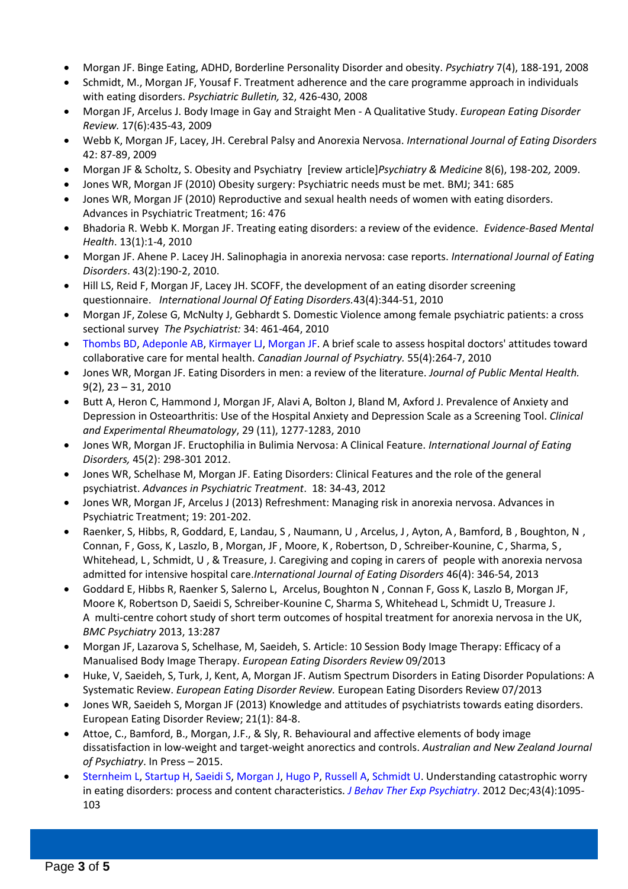- Morgan JF. Binge Eating, ADHD, Borderline Personality Disorder and obesity. *Psychiatry* 7(4), 188-191, 2008
- Schmidt, M., Morgan JF, Yousaf F. Treatment adherence and the care programme approach in individuals with eating disorders. *Psychiatric Bulletin,* 32, 426-430, 2008
- Morgan JF, Arcelus J. Body Image in Gay and Straight Men - A Qualitative Study. *European Eating Disorder Review.* 17(6):435-43, 2009
- Webb K, Morgan JF, Lacey, JH. Cerebral Palsy and Anorexia Nervosa. *International Journal of Eating Disorders* 42: 87-89, 2009
- Morgan JF & Scholtz, S. Obesity and Psychiatry [review article]*Psychiatry & Medicine* 8(6), 198-202*,* 2009.
- Jones WR, Morgan JF (2010) Obesity surgery: Psychiatric needs must be met. BMJ; 341: 685
- Jones WR, Morgan JF (2010) Reproductive and sexual health needs of women with eating disorders. Advances in Psychiatric Treatment; 16: 476
- Bhadoria R. Webb K. Morgan JF. Treating eating disorders: a review of the evidence. *Evidence-Based Mental Health*. 13(1):1-4, 2010
- Morgan JF. Ahene P. Lacey JH. Salinophagia in anorexia nervosa: case reports. *International Journal of Eating Disorders*. 43(2):190-2, 2010.
- Hill LS, Reid F, Morgan JF, Lacey JH. SCOFF, the development of an eating disorder screening questionnaire. *International Journal Of Eating Disorders.*43(4):344-51, 2010
- Morgan JF, Zolese G, McNulty J, Gebhardt S. Domestic Violence among female psychiatric patients: a cross sectional survey *The Psychiatrist:* 34: 461-464, 2010
- Thombs BD, Adeponle AB, Kirmayer LJ, Morgan JF. A brief scale to assess hospital doctors' attitudes toward collaborative care for mental health. *Canadian Journal of Psychiatry.* 55(4):264-7, 2010
- Jones WR, Morgan JF. Eating Disorders in men: a review of the literature. *Journal of Public Mental Health.* 9(2), 23 – 31, 2010
- Butt A, Heron C, Hammond J, Morgan JF, Alavi A, Bolton J, Bland M, Axford J. Prevalence of Anxiety and Depression in Osteoarthritis: Use of the Hospital Anxiety and Depression Scale as a Screening Tool. *Clinical and Experimental Rheumatology*, 29 (11), 1277-1283, 2010
- Jones WR, Morgan JF. Eructophilia in Bulimia Nervosa: A Clinical Feature. *International Journal of Eating Disorders,* 45(2): 298-301 2012.
- Jones WR, Schelhase M, Morgan JF. Eating Disorders: Clinical Features and the role of the general psychiatrist. *Advances in Psychiatric Treatment*. 18: 34-43, 2012
- Jones WR, Morgan JF, Arcelus J (2013) Refreshment: Managing risk in anorexia nervosa. Advances in Psychiatric Treatment; 19: 201-202.
- Raenker, S, Hibbs, R, Goddard, E, Landau, S , Naumann, U , Arcelus, J , Ayton, A , Bamford, B , Boughton, N , Connan, F , Goss, K , Laszlo, B , Morgan, JF , Moore, K , Robertson, D , Schreiber-Kounine, C , Sharma, S , Whitehead, L , Schmidt, U , & Treasure, J. Caregiving and coping in carers of people with anorexia nervosa admitted for intensive hospital care.*International Journal of Eating Disorders* 46(4): 346-54, 2013
- Goddard E, Hibbs R, Raenker S, Salerno L, Arcelus, Boughton N , Connan F, Goss K, Laszlo B, Morgan JF, Moore K, Robertson D, Saeidi S, Schreiber-Kounine C, Sharma S, Whitehead L, Schmidt U, Treasure J. A multi-centre cohort study of short term outcomes of hospital treatment for anorexia nervosa in the UK, *BMC Psychiatry* 2013, 13:287
- Morgan JF, Lazarova S, Schelhase, M, Saeideh, S. Article: 10 Session Body Image Therapy: Efficacy of a Manualised Body Image Therapy. *European Eating Disorders Review* 09/2013
- Huke, V, Saeideh, S, Turk, J, Kent, A, Morgan JF. Autism Spectrum Disorders in Eating Disorder Populations: A Systematic Review. *European Eating Disorder Review.* European Eating Disorders Review 07/2013
- Jones WR, Saeideh S, Morgan JF (2013) Knowledge and attitudes of psychiatrists towards eating disorders. European Eating Disorder Review; 21(1): 84-8.
- Attoe, C., Bamford, B., Morgan, J.F., & Sly, R. Behavioural and affective elements of body image dissatisfaction in low-weight and target-weight anorectics and controls. *Australian and New Zealand Journal of Psychiatry*. In Press – 2015.
- Sternheim L, Startup H, Saeidi S, Morgan J, Hugo P, Russell A, Schmidt U. Understanding catastrophic worry in eating disorders: process and content characteristics. *J Behav Ther Exp Psychiatry*. 2012 Dec;43(4):1095-103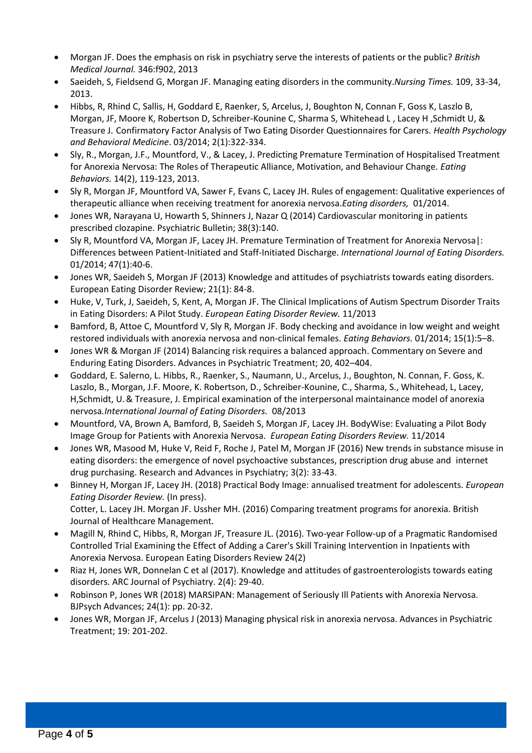- Morgan JF. Does the emphasis on risk in psychiatry serve the interests of patients or the public? *British Medical Journal.* 346:f902, 2013
- Saeideh, S, Fieldsend G, Morgan JF. Managing eating disorders in the community.*Nursing Times.* 109, 33-34, 2013.
- Hibbs, R, Rhind C, Sallis, H, Goddard E, Raenker, S, Arcelus, J, Boughton N, Connan F, Goss K, Laszlo B, Morgan, JF, Moore K, Robertson D, Schreiber-Kounine C, Sharma S, Whitehead L , Lacey H ,Schmidt U, & Treasure J. Confirmatory Factor Analysis of Two Eating Disorder Questionnaires for Carers. *Health Psychology and Behavioral Medicine*. 03/2014; 2(1):322-334.
- Sly, R., Morgan, J.F., Mountford, V., & Lacey, J. Predicting Premature Termination of Hospitalised Treatment for Anorexia Nervosa: The Roles of Therapeutic Alliance, Motivation, and Behaviour Change. *Eating Behaviors.* 14(2), 119-123, 2013.
- Sly R, Morgan JF, Mountford VA, Sawer F, Evans C, Lacey JH. Rules of engagement: Qualitative experiences of therapeutic alliance when receiving treatment for anorexia nervosa.*Eating disorders,* 01/2014.
- Jones WR, Narayana U, Howarth S, Shinners J, Nazar Q (2014) Cardiovascular monitoring in patients prescribed clozapine. Psychiatric Bulletin; 38(3):140.
- Sly R, Mountford VA, Morgan JF, Lacey JH. Premature Termination of Treatment for Anorexia Nervosa|: Differences between Patient-Initiated and Staff-Initiated Discharge. *International Journal of Eating Disorders.* 01/2014; 47(1):40-6.
- Jones WR, Saeideh S, Morgan JF (2013) Knowledge and attitudes of psychiatrists towards eating disorders. European Eating Disorder Review; 21(1): 84-8.
- Huke, V, Turk, J, Saeideh, S, Kent, A, Morgan JF. The Clinical Implications of Autism Spectrum Disorder Traits in Eating Disorders: A Pilot Study. *European Eating Disorder Review.* 11/2013
- Bamford, B, Attoe C, Mountford V, Sly R, Morgan JF. Body checking and avoidance in low weight and weight restored individuals with anorexia nervosa and non-clinical females. *Eating Behaviors.* 01/2014; 15(1):5–8.
- Jones WR & Morgan JF (2014) Balancing risk requires a balanced approach. Commentary on Severe and Enduring Eating Disorders. Advances in Psychiatric Treatment; 20, 402–404.
- Goddard, E. Salerno, L. Hibbs, R., Raenker, S., Naumann, U., Arcelus, J., Boughton, N. Connan, F. Goss, K. Laszlo, B., Morgan, J.F. Moore, K. Robertson, D., Schreiber-Kounine, C., Sharma, S., Whitehead, L, Lacey, H,Schmidt, U. & Treasure, J. Empirical examination of the interpersonal maintainance model of anorexia nervosa.*International Journal of Eating Disorders.* 08/2013
- Mountford, VA, Brown A, Bamford, B, Saeideh S, Morgan JF, Lacey JH. BodyWise: Evaluating a Pilot Body Image Group for Patients with Anorexia Nervosa. *European Eating Disorders Review.* 11/2014
- Jones WR, Masood M, Huke V, Reid F, Roche J, Patel M, Morgan JF (2016) New trends in substance misuse in eating disorders: the emergence of novel psychoactive substances, prescription drug abuse and internet drug purchasing. Research and Advances in Psychiatry; 3(2): 33-43.
- Binney H, Morgan JF, Lacey JH. (2018) Practical Body Image: annualised treatment for adolescents. *European Eating Disorder Review.* (In press).
  Cotter, L. Lacey JH. Morgan JF. Ussher MH. (2016) Comparing treatment programs for anorexia. British Journal of Healthcare Management.
- Magill N, Rhind C, Hibbs, R, Morgan JF, Treasure JL. (2016). Two-year Follow-up of a Pragmatic Randomised Controlled Trial Examining the Effect of Adding a Carer's Skill Training Intervention in Inpatients with Anorexia Nervosa. European Eating Disorders Review 24(2)
- Riaz H, Jones WR, Donnelan C et al (2017). Knowledge and attitudes of gastroenterologists towards eating disorders. ARC Journal of Psychiatry. 2(4): 29-40.
- Robinson P, Jones WR (2018) MARSIPAN: Management of Seriously Ill Patients with Anorexia Nervosa. BJPsych Advances; 24(1): pp. 20-32.
- Jones WR, Morgan JF, Arcelus J (2013) Managing physical risk in anorexia nervosa. Advances in Psychiatric Treatment; 19: 201-202.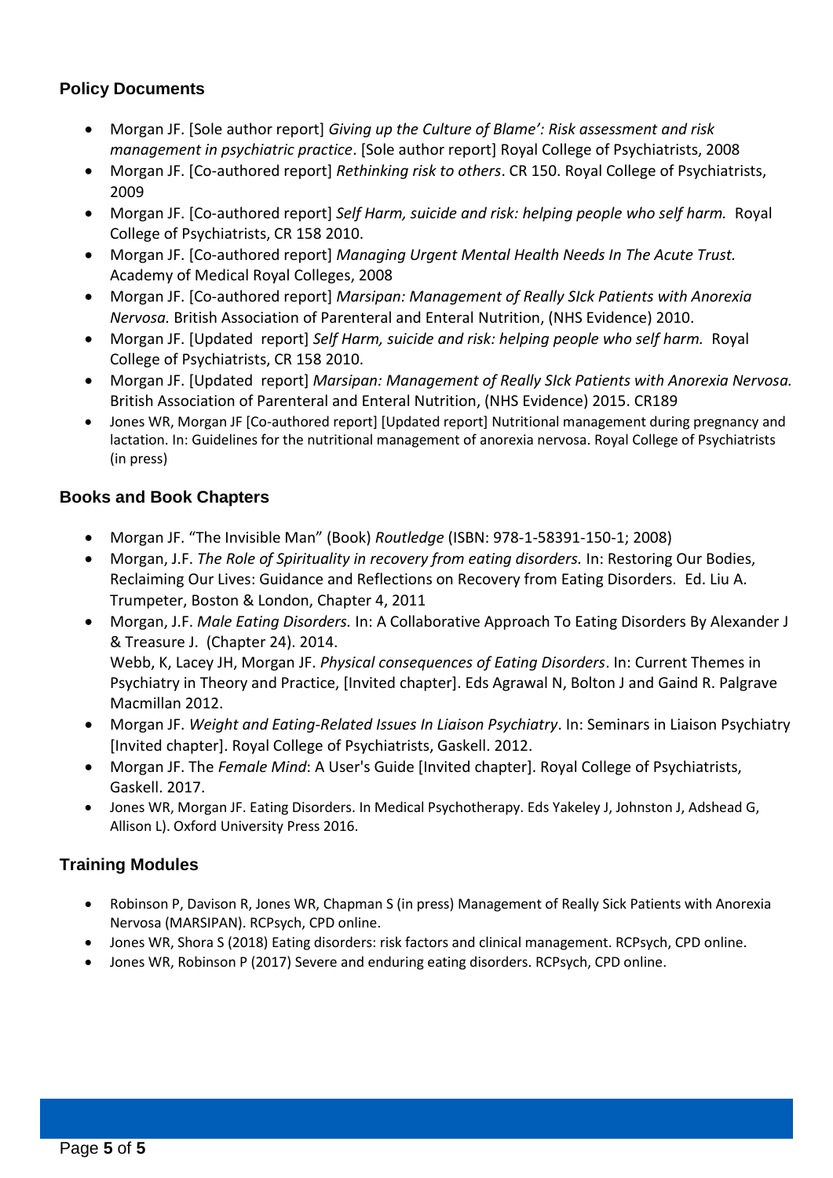### Policy Documents

- Morgan JF. [Sole author report] *Giving up the Culture of Blame': Risk assessment and risk management in psychiatric practice*. [Sole author report] Royal College of Psychiatrists, 2008
- Morgan JF. [Co-authored report] *Rethinking risk to others*. CR 150. Royal College of Psychiatrists, 2009
- Morgan JF. [Co-authored report] *Self Harm, suicide and risk: helping people who self harm.* Royal College of Psychiatrists, CR 158 2010.
- Morgan JF. [Co-authored report] *Managing Urgent Mental Health Needs In The Acute Trust.* Academy of Medical Royal Colleges, 2008
- Morgan JF. [Co-authored report] *Marsipan: Management of Really SIck Patients with Anorexia Nervosa.* British Association of Parenteral and Enteral Nutrition, (NHS Evidence) 2010.
- Morgan JF. [Updated report] *Self Harm, suicide and risk: helping people who self harm.* Royal College of Psychiatrists, CR 158 2010.
- Morgan JF. [Updated report] *Marsipan: Management of Really SIck Patients with Anorexia Nervosa.* British Association of Parenteral and Enteral Nutrition, (NHS Evidence) 2015. CR189
- Jones WR, Morgan JF [Co-authored report] [Updated report] Nutritional management during pregnancy and lactation. In: Guidelines for the nutritional management of anorexia nervosa. Royal College of Psychiatrists (in press)

### Books and Book Chapters

- Morgan JF. "The Invisible Man" (Book) *Routledge* (ISBN: 978-1-58391-150-1; 2008)
- Morgan, J.F. *The Role of Spirituality in recovery from eating disorders.* In: Restoring Our Bodies, Reclaiming Our Lives: Guidance and Reflections on Recovery from Eating Disorders. Ed. Liu A. Trumpeter, Boston & London, Chapter 4, 2011
- Morgan, J.F. *Male Eating Disorders.* In: A Collaborative Approach To Eating Disorders By Alexander J & Treasure J. (Chapter 24). 2014.
  Webb, K, Lacey JH, Morgan JF. *Physical consequences of Eating Disorders*. In: Current Themes in Psychiatry in Theory and Practice, [Invited chapter]. Eds Agrawal N, Bolton J and Gaind R. Palgrave Macmillan 2012.
- Morgan JF. *Weight and Eating-Related Issues In Liaison Psychiatry*. In: Seminars in Liaison Psychiatry [Invited chapter]. Royal College of Psychiatrists, Gaskell. 2012.
- Morgan JF. The *Female Mind*: A User's Guide [Invited chapter]. Royal College of Psychiatrists, Gaskell. 2017.
- Jones WR, Morgan JF. Eating Disorders. In Medical Psychotherapy. Eds Yakeley J, Johnston J, Adshead G, Allison L). Oxford University Press 2016.

### Training Modules

- Robinson P, Davison R, Jones WR, Chapman S (in press) Management of Really Sick Patients with Anorexia Nervosa (MARSIPAN). RCPsych, CPD online.
- Jones WR, Shora S (2018) Eating disorders: risk factors and clinical management. RCPsych, CPD online.
- Jones WR, Robinson P (2017) Severe and enduring eating disorders. RCPsych, CPD online.